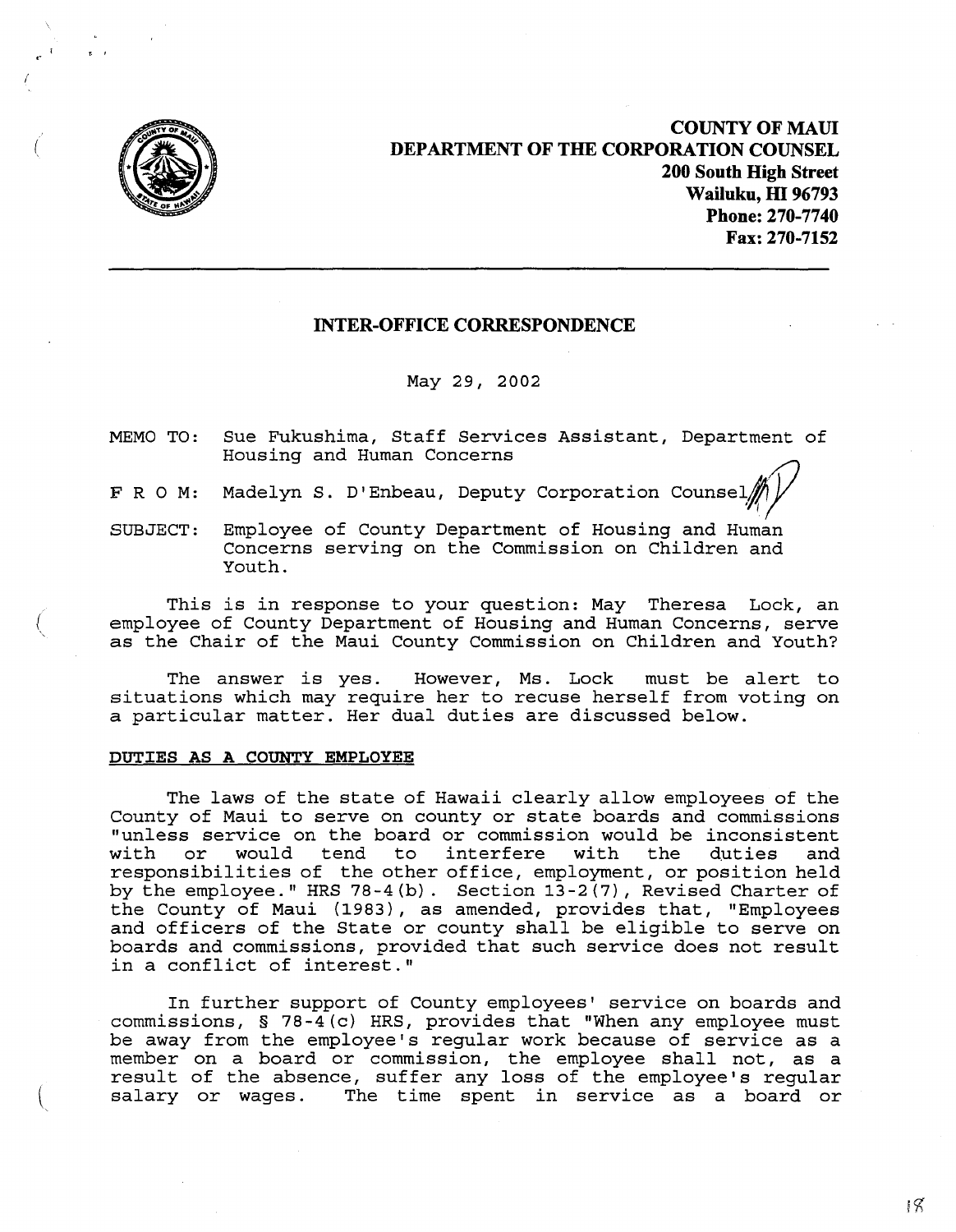**COUNTY OF MAUI**
**DEPARTMENT OF THE CORPORATION COUNSEL**
**200 South High Street**
**Wailuku, HI 96793**
**Phone: 270-7740**
**Fax: 270-7152**

---

## INTER-OFFICE CORRESPONDENCE

May 29, 2002

MEMO TO: Sue Fukushima, Staff Services Assistant, Department of Housing and Human Concerns

F R O M: Madelyn S. D'Enbeau, Deputy Corporation Counsel

SUBJECT: Employee of County Department of Housing and Human Concerns serving on the Commission on Children and Youth.

This is in response to your question: May Theresa Lock, an employee of County Department of Housing and Human Concerns, serve as the Chair of the Maui County Commission on Children and Youth?

The answer is yes. However, Ms. Lock must be alert to situations which may require her to recuse herself from voting on a particular matter. Her dual duties are discussed below.

**DUTIES AS A COUNTY EMPLOYEE**

The laws of the state of Hawaii clearly allow employees of the County of Maui to serve on county or state boards and commissions "unless service on the board or commission would be inconsistent with or would tend to interfere with the duties and responsibilities of the other office, employment, or position held by the employee." HRS 78-4(b). Section 13-2(7), Revised Charter of the County of Maui (1983), as amended, provides that, "Employees and officers of the State or county shall be eligible to serve on boards and commissions, provided that such service does not result in a conflict of interest."

In further support of County employees' service on boards and commissions, § 78-4(c) HRS, provides that "When any employee must be away from the employee's regular work because of service as a member on a board or commission, the employee shall not, as a result of the absence, suffer any loss of the employee's regular salary or wages. The time spent in service as a board or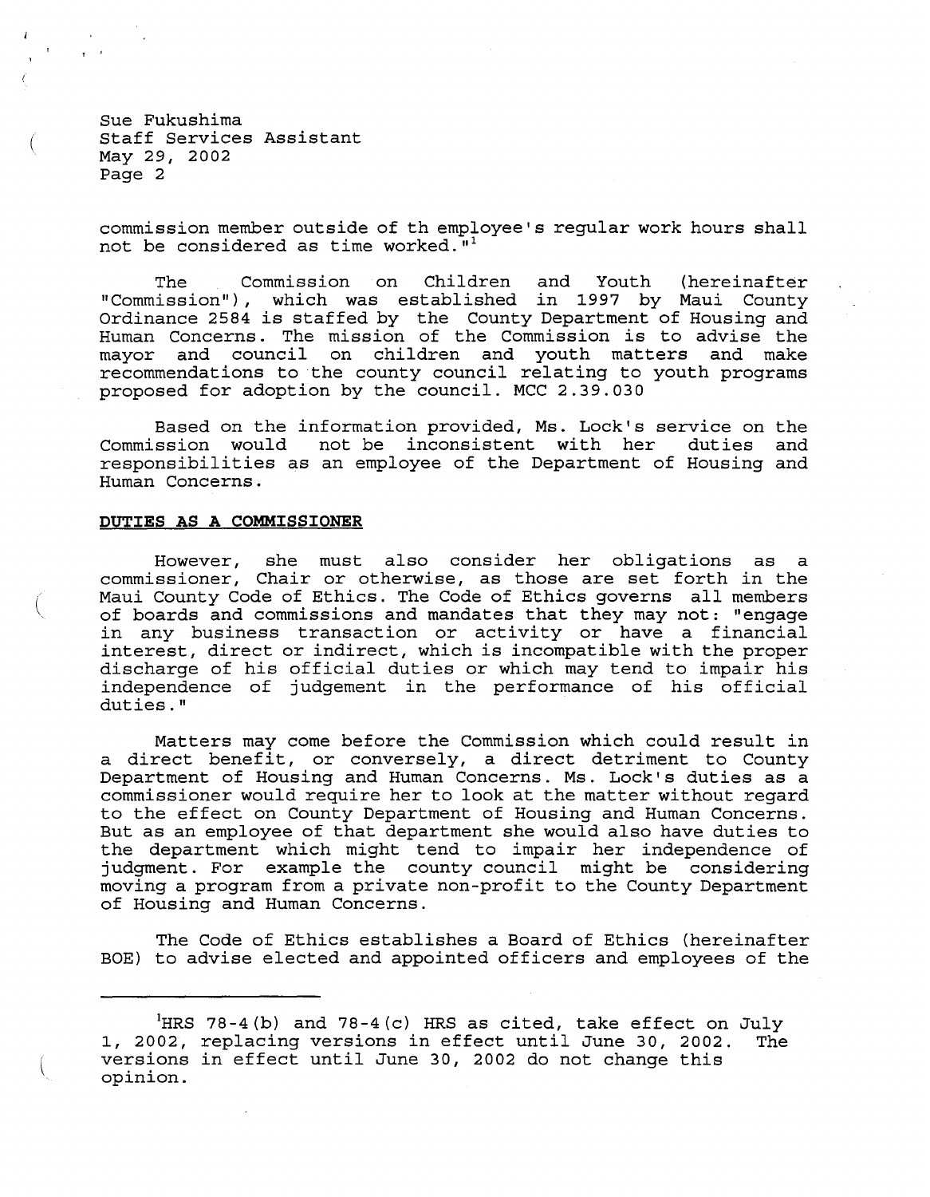commission member outside of th employee's regular work hours shall not be considered as time worked."[1]

The Commission on Children and Youth (hereinafter "Commission"), which was established in 1997 by Maui County Ordinance 2584 is staffed by the County Department of Housing and Human Concerns. The mission of the Commission is to advise the mayor and council on children and youth matters and make recommendations to the county council relating to youth programs proposed for adoption by the council. MCC 2.39.030

Based on the information provided, Ms. Lock's service on the Commission would not be inconsistent with her duties and responsibilities as an employee of the Department of Housing and Human Concerns.

**DUTIES AS A COMMISSIONER**

However, she must also consider her obligations as a commissioner, Chair or otherwise, as those are set forth in the Maui County Code of Ethics. The Code of Ethics governs all members of boards and commissions and mandates that they may not: "engage in any business transaction or activity or have a financial interest, direct or indirect, which is incompatible with the proper discharge of his official duties or which may tend to impair his independence of judgement in the performance of his official duties."

Matters may come before the Commission which could result in a direct benefit, or conversely, a direct detriment to County Department of Housing and Human Concerns. Ms. Lock's duties as a commissioner would require her to look at the matter without regard to the effect on County Department of Housing and Human Concerns. But as an employee of that department she would also have duties to the department which might tend to impair her independence of judgment. For example the county council might be considering moving a program from a private non-profit to the County Department of Housing and Human Concerns.

The Code of Ethics establishes a Board of Ethics (hereinafter BOE) to advise elected and appointed officers and employees of the

---

[1]HRS 78-4(b) and 78-4(c) HRS as cited, take effect on July 1, 2002, replacing versions in effect until June 30, 2002. The versions in effect until June 30, 2002 do not change this opinion.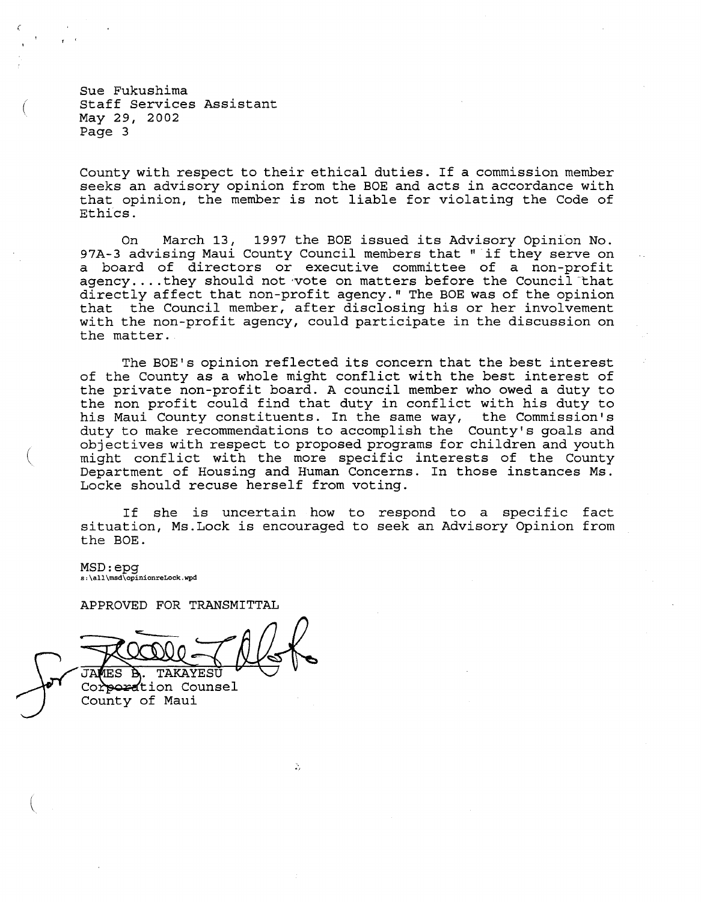County with respect to their ethical duties. If a commission member seeks an advisory opinion from the BOE and acts in accordance with that opinion, the member is not liable for violating the Code of Ethics.

On March 13, 1997 the BOE issued its Advisory Opinion No. 97A-3 advising Maui County Council members that "if they serve on a board of directors or executive committee of a non-profit agency....they should not vote on matters before the Council that directly affect that non-profit agency." The BOE was of the opinion that the Council member, after disclosing his or her involvement with the non-profit agency, could participate in the discussion on the matter.

The BOE's opinion reflected its concern that the best interest of the County as a whole might conflict with the best interest of the private non-profit board. A council member who owed a duty to the non profit could find that duty in conflict with his duty to his Maui County constituents. In the same way, the Commission's duty to make recommendations to accomplish the County's goals and objectives with respect to proposed programs for children and youth might conflict with the more specific interests of the County Department of Housing and Human Concerns. In those instances Ms. Locke should recuse herself from voting.

If she is uncertain how to respond to a specific fact situation, Ms.Lock is encouraged to seek an Advisory Opinion from the BOE.

MSD:epg
s:\all\msd\opinionreLock.wpd

APPROVED FOR TRANSMITTAL

JAMES B. TAKAYESU
Corporation Counsel
County of Maui